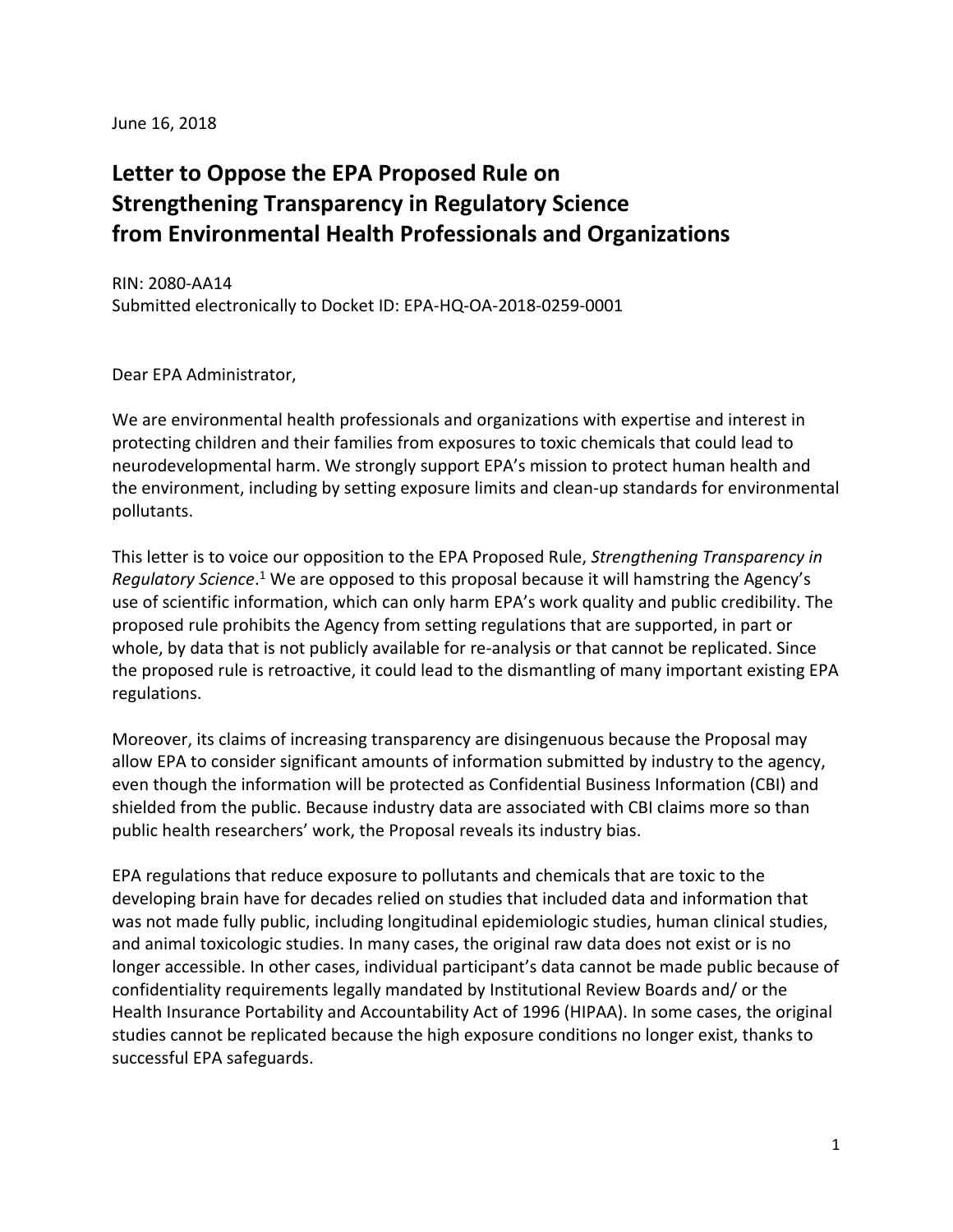June 16, 2018

# Letter to Oppose the EPA Proposed Rule on Strengthening Transparency in Regulatory Science from Environmental Health Professionals and Organizations

RIN: 2080-AA14
Submitted electronically to Docket ID: EPA-HQ-OA-2018-0259-0001

Dear EPA Administrator,

We are environmental health professionals and organizations with expertise and interest in protecting children and their families from exposures to toxic chemicals that could lead to neurodevelopmental harm. We strongly support EPA's mission to protect human health and the environment, including by setting exposure limits and clean-up standards for environmental pollutants.

This letter is to voice our opposition to the EPA Proposed Rule, *Strengthening Transparency in Regulatory Science*.[1] We are opposed to this proposal because it will hamstring the Agency's use of scientific information, which can only harm EPA's work quality and public credibility. The proposed rule prohibits the Agency from setting regulations that are supported, in part or whole, by data that is not publicly available for re-analysis or that cannot be replicated. Since the proposed rule is retroactive, it could lead to the dismantling of many important existing EPA regulations.

Moreover, its claims of increasing transparency are disingenuous because the Proposal may allow EPA to consider significant amounts of information submitted by industry to the agency, even though the information will be protected as Confidential Business Information (CBI) and shielded from the public. Because industry data are associated with CBI claims more so than public health researchers' work, the Proposal reveals its industry bias.

EPA regulations that reduce exposure to pollutants and chemicals that are toxic to the developing brain have for decades relied on studies that included data and information that was not made fully public, including longitudinal epidemiologic studies, human clinical studies, and animal toxicologic studies. In many cases, the original raw data does not exist or is no longer accessible. In other cases, individual participant's data cannot be made public because of confidentiality requirements legally mandated by Institutional Review Boards and/ or the Health Insurance Portability and Accountability Act of 1996 (HIPAA). In some cases, the original studies cannot be replicated because the high exposure conditions no longer exist, thanks to successful EPA safeguards.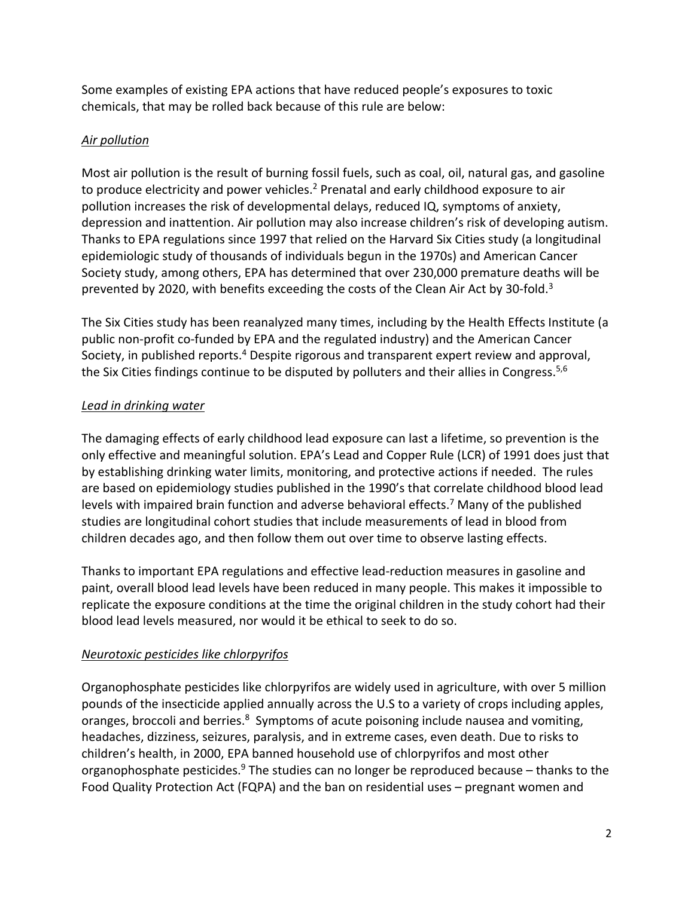Some examples of existing EPA actions that have reduced people's exposures to toxic chemicals, that may be rolled back because of this rule are below:

*Air pollution*

Most air pollution is the result of burning fossil fuels, such as coal, oil, natural gas, and gasoline to produce electricity and power vehicles.[2] Prenatal and early childhood exposure to air pollution increases the risk of developmental delays, reduced IQ, symptoms of anxiety, depression and inattention. Air pollution may also increase children's risk of developing autism. Thanks to EPA regulations since 1997 that relied on the Harvard Six Cities study (a longitudinal epidemiologic study of thousands of individuals begun in the 1970s) and American Cancer Society study, among others, EPA has determined that over 230,000 premature deaths will be prevented by 2020, with benefits exceeding the costs of the Clean Air Act by 30-fold.[3]

The Six Cities study has been reanalyzed many times, including by the Health Effects Institute (a public non-profit co-funded by EPA and the regulated industry) and the American Cancer Society, in published reports.[4] Despite rigorous and transparent expert review and approval, the Six Cities findings continue to be disputed by polluters and their allies in Congress.[5,6]

*Lead in drinking water*

The damaging effects of early childhood lead exposure can last a lifetime, so prevention is the only effective and meaningful solution. EPA's Lead and Copper Rule (LCR) of 1991 does just that by establishing drinking water limits, monitoring, and protective actions if needed. The rules are based on epidemiology studies published in the 1990's that correlate childhood blood lead levels with impaired brain function and adverse behavioral effects.[7] Many of the published studies are longitudinal cohort studies that include measurements of lead in blood from children decades ago, and then follow them out over time to observe lasting effects.

Thanks to important EPA regulations and effective lead-reduction measures in gasoline and paint, overall blood lead levels have been reduced in many people. This makes it impossible to replicate the exposure conditions at the time the original children in the study cohort had their blood lead levels measured, nor would it be ethical to seek to do so.

*Neurotoxic pesticides like chlorpyrifos*

Organophosphate pesticides like chlorpyrifos are widely used in agriculture, with over 5 million pounds of the insecticide applied annually across the U.S to a variety of crops including apples, oranges, broccoli and berries.[8] Symptoms of acute poisoning include nausea and vomiting, headaches, dizziness, seizures, paralysis, and in extreme cases, even death. Due to risks to children's health, in 2000, EPA banned household use of chlorpyrifos and most other organophosphate pesticides.[9] The studies can no longer be reproduced because – thanks to the Food Quality Protection Act (FQPA) and the ban on residential uses – pregnant women and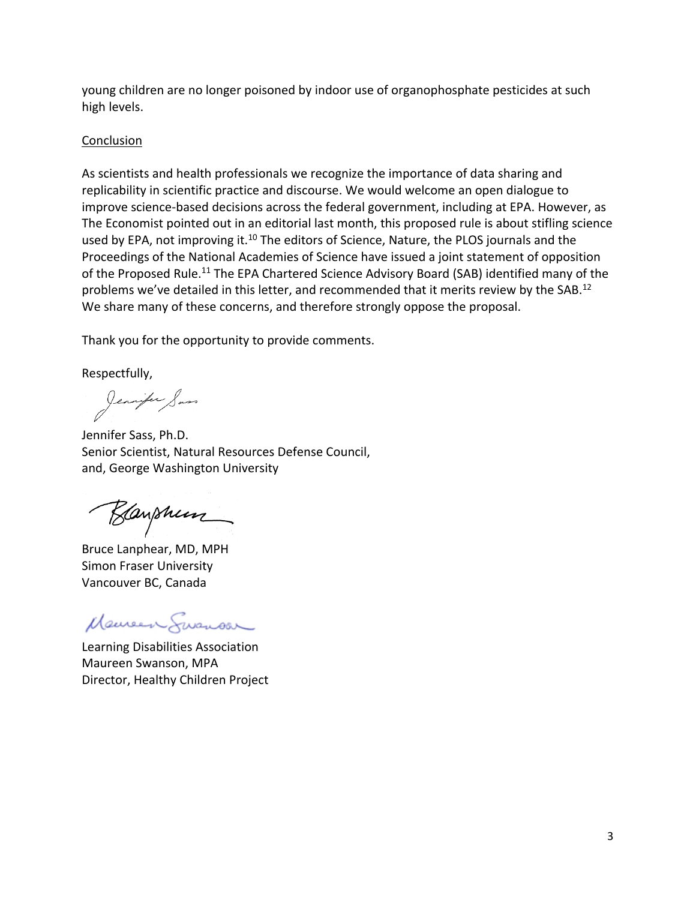young children are no longer poisoned by indoor use of organophosphate pesticides at such high levels.

Conclusion

As scientists and health professionals we recognize the importance of data sharing and replicability in scientific practice and discourse. We would welcome an open dialogue to improve science-based decisions across the federal government, including at EPA. However, as The Economist pointed out in an editorial last month, this proposed rule is about stifling science used by EPA, not improving it.[10] The editors of Science, Nature, the PLOS journals and the Proceedings of the National Academies of Science have issued a joint statement of opposition of the Proposed Rule.[11] The EPA Chartered Science Advisory Board (SAB) identified many of the problems we've detailed in this letter, and recommended that it merits review by the SAB.[12] We share many of these concerns, and therefore strongly oppose the proposal.

Thank you for the opportunity to provide comments.

Respectfully,

Jennifer Sass, Ph.D.
Senior Scientist, Natural Resources Defense Council,
and, George Washington University

Bruce Lanphear, MD, MPH
Simon Fraser University
Vancouver BC, Canada

Learning Disabilities Association
Maureen Swanson, MPA
Director, Healthy Children Project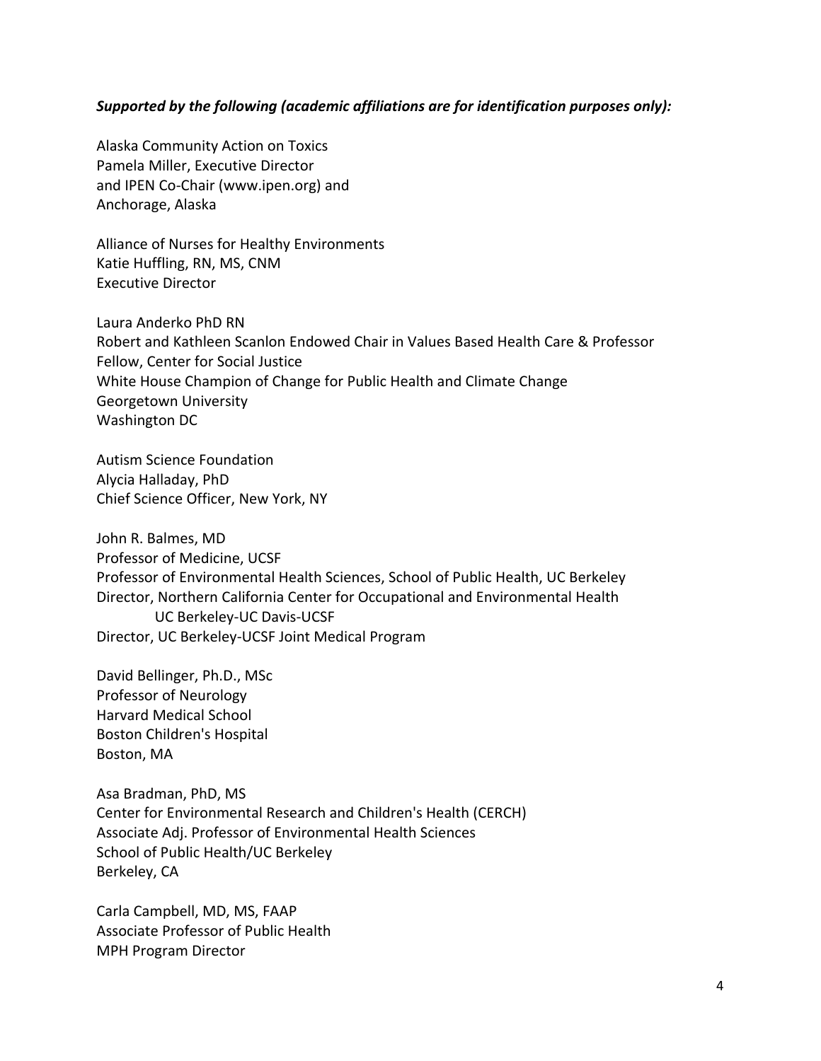***Supported by the following (academic affiliations are for identification purposes only):***

Alaska Community Action on Toxics
Pamela Miller, Executive Director
and IPEN Co-Chair (www.ipen.org) and
Anchorage, Alaska

Alliance of Nurses for Healthy Environments
Katie Huffling, RN, MS, CNM
Executive Director

Laura Anderko PhD RN
Robert and Kathleen Scanlon Endowed Chair in Values Based Health Care & Professor
Fellow, Center for Social Justice
White House Champion of Change for Public Health and Climate Change
Georgetown University
Washington DC

Autism Science Foundation
Alycia Halladay, PhD
Chief Science Officer, New York, NY

John R. Balmes, MD
Professor of Medicine, UCSF
Professor of Environmental Health Sciences, School of Public Health, UC Berkeley
Director, Northern California Center for Occupational and Environmental Health
UC Berkeley-UC Davis-UCSF
Director, UC Berkeley-UCSF Joint Medical Program

David Bellinger, Ph.D., MSc
Professor of Neurology
Harvard Medical School
Boston Children's Hospital
Boston, MA

Asa Bradman, PhD, MS
Center for Environmental Research and Children's Health (CERCH)
Associate Adj. Professor of Environmental Health Sciences
School of Public Health/UC Berkeley
Berkeley, CA

Carla Campbell, MD, MS, FAAP
Associate Professor of Public Health
MPH Program Director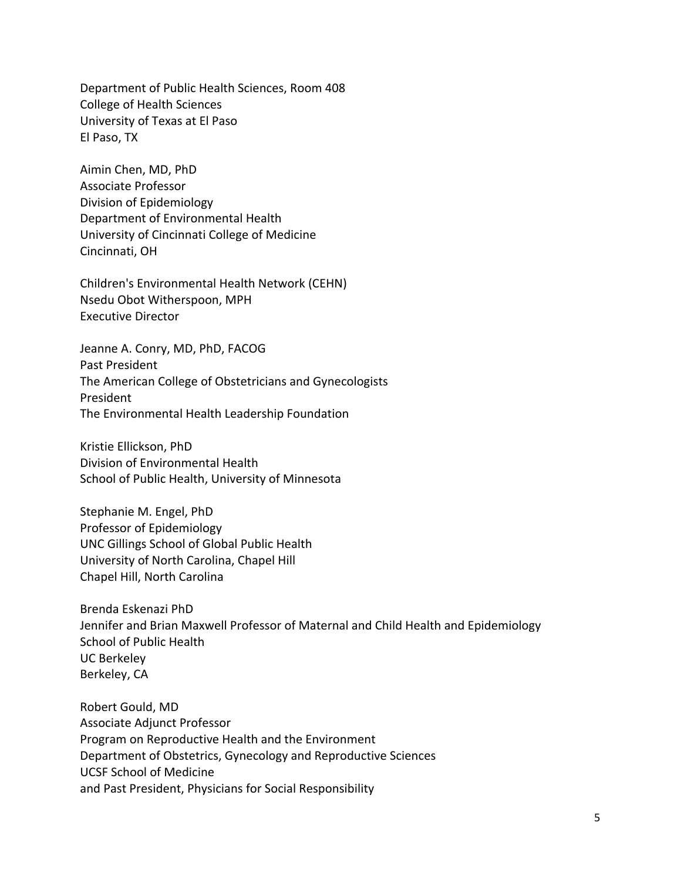Department of Public Health Sciences, Room 408
College of Health Sciences
University of Texas at El Paso
El Paso, TX

Aimin Chen, MD, PhD
Associate Professor
Division of Epidemiology
Department of Environmental Health
University of Cincinnati College of Medicine
Cincinnati, OH

Children's Environmental Health Network (CEHN)
Nsedu Obot Witherspoon, MPH
Executive Director

Jeanne A. Conry, MD, PhD, FACOG
Past President
The American College of Obstetricians and Gynecologists
President
The Environmental Health Leadership Foundation

Kristie Ellickson, PhD
Division of Environmental Health
School of Public Health, University of Minnesota

Stephanie M. Engel, PhD
Professor of Epidemiology
UNC Gillings School of Global Public Health
University of North Carolina, Chapel Hill
Chapel Hill, North Carolina

Brenda Eskenazi PhD
Jennifer and Brian Maxwell Professor of Maternal and Child Health and Epidemiology
School of Public Health
UC Berkeley
Berkeley, CA

Robert Gould, MD
Associate Adjunct Professor
Program on Reproductive Health and the Environment
Department of Obstetrics, Gynecology and Reproductive Sciences
UCSF School of Medicine
and Past President, Physicians for Social Responsibility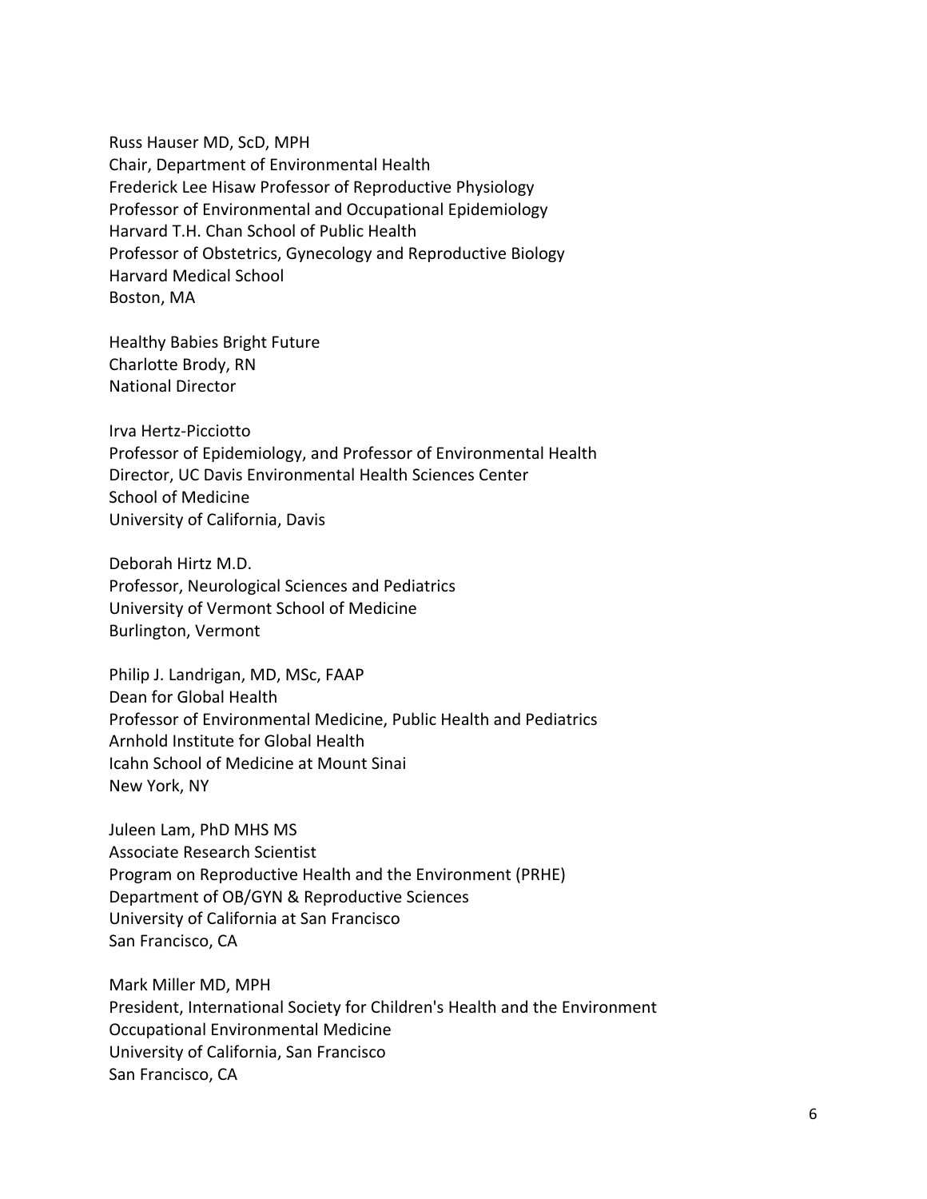Russ Hauser MD, ScD, MPH
Chair, Department of Environmental Health
Frederick Lee Hisaw Professor of Reproductive Physiology
Professor of Environmental and Occupational Epidemiology
Harvard T.H. Chan School of Public Health
Professor of Obstetrics, Gynecology and Reproductive Biology
Harvard Medical School
Boston, MA

Healthy Babies Bright Future
Charlotte Brody, RN
National Director

Irva Hertz-Picciotto
Professor of Epidemiology, and Professor of Environmental Health
Director, UC Davis Environmental Health Sciences Center
School of Medicine
University of California, Davis

Deborah Hirtz M.D.
Professor, Neurological Sciences and Pediatrics
University of Vermont School of Medicine
Burlington, Vermont

Philip J. Landrigan, MD, MSc, FAAP
Dean for Global Health
Professor of Environmental Medicine, Public Health and Pediatrics
Arnhold Institute for Global Health
Icahn School of Medicine at Mount Sinai
New York, NY

Juleen Lam, PhD MHS MS
Associate Research Scientist
Program on Reproductive Health and the Environment (PRHE)
Department of OB/GYN & Reproductive Sciences
University of California at San Francisco
San Francisco, CA

Mark Miller MD, MPH
President, International Society for Children's Health and the Environment
Occupational Environmental Medicine
University of California, San Francisco
San Francisco, CA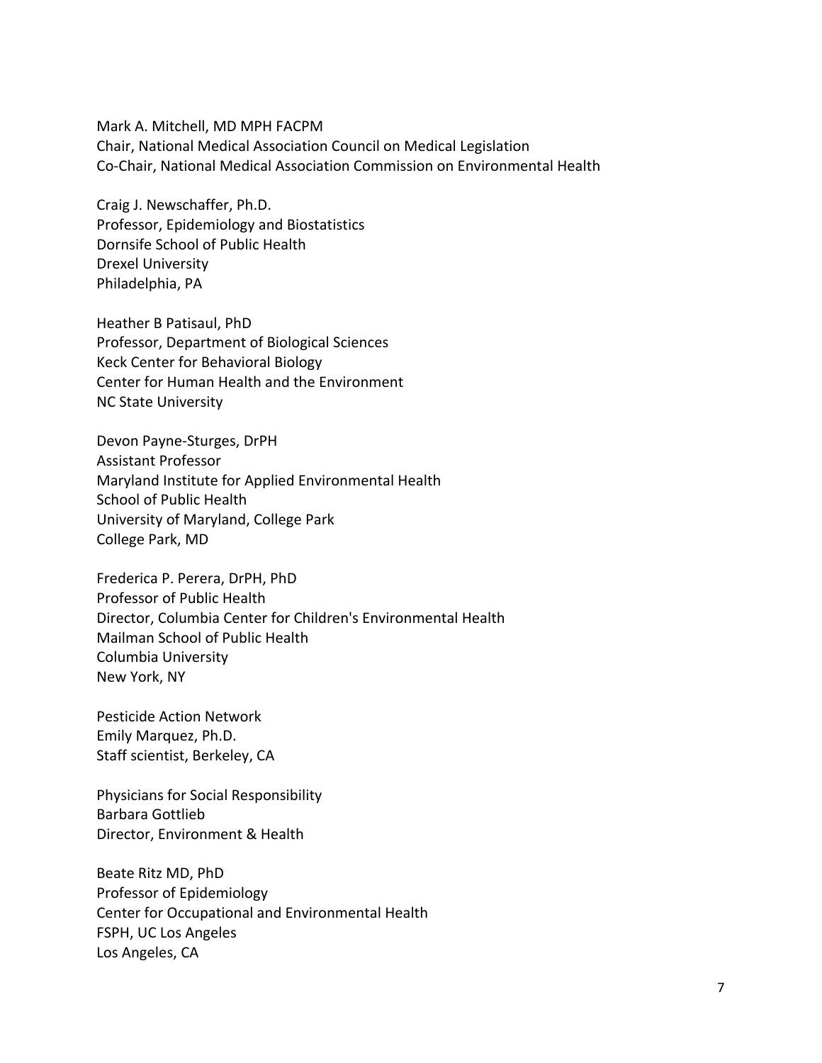Mark A. Mitchell, MD MPH FACPM
Chair, National Medical Association Council on Medical Legislation
Co-Chair, National Medical Association Commission on Environmental Health

Craig J. Newschaffer, Ph.D.
Professor, Epidemiology and Biostatistics
Dornsife School of Public Health
Drexel University
Philadelphia, PA

Heather B Patisaul, PhD
Professor, Department of Biological Sciences
Keck Center for Behavioral Biology
Center for Human Health and the Environment
NC State University

Devon Payne-Sturges, DrPH
Assistant Professor
Maryland Institute for Applied Environmental Health
School of Public Health
University of Maryland, College Park
College Park, MD

Frederica P. Perera, DrPH, PhD
Professor of Public Health
Director, Columbia Center for Children's Environmental Health
Mailman School of Public Health
Columbia University
New York, NY

Pesticide Action Network
Emily Marquez, Ph.D.
Staff scientist, Berkeley, CA

Physicians for Social Responsibility
Barbara Gottlieb
Director, Environment & Health

Beate Ritz MD, PhD
Professor of Epidemiology
Center for Occupational and Environmental Health
FSPH, UC Los Angeles
Los Angeles, CA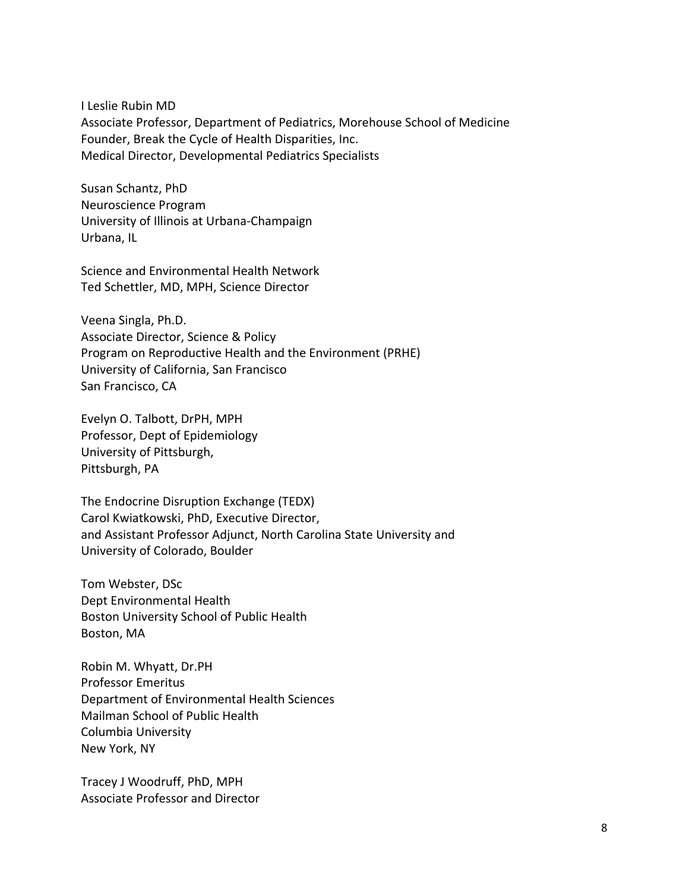I Leslie Rubin MD
Associate Professor, Department of Pediatrics, Morehouse School of Medicine
Founder, Break the Cycle of Health Disparities, Inc.
Medical Director, Developmental Pediatrics Specialists

Susan Schantz, PhD
Neuroscience Program
University of Illinois at Urbana-Champaign
Urbana, IL

Science and Environmental Health Network
Ted Schettler, MD, MPH, Science Director

Veena Singla, Ph.D.
Associate Director, Science & Policy
Program on Reproductive Health and the Environment (PRHE)
University of California, San Francisco
San Francisco, CA

Evelyn O. Talbott, DrPH, MPH
Professor, Dept of Epidemiology
University of Pittsburgh,
Pittsburgh, PA

The Endocrine Disruption Exchange (TEDX)
Carol Kwiatkowski, PhD, Executive Director,
and Assistant Professor Adjunct, North Carolina State University and
University of Colorado, Boulder

Tom Webster, DSc
Dept Environmental Health
Boston University School of Public Health
Boston, MA

Robin M. Whyatt, Dr.PH
Professor Emeritus
Department of Environmental Health Sciences
Mailman School of Public Health
Columbia University
New York, NY

Tracey J Woodruff, PhD, MPH
Associate Professor and Director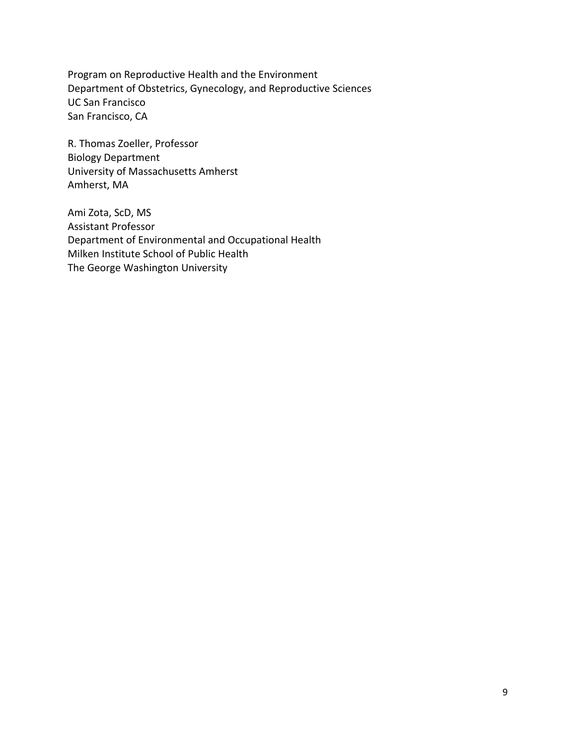Program on Reproductive Health and the Environment
Department of Obstetrics, Gynecology, and Reproductive Sciences
UC San Francisco
San Francisco, CA

R. Thomas Zoeller, Professor
Biology Department
University of Massachusetts Amherst
Amherst, MA

Ami Zota, ScD, MS
Assistant Professor
Department of Environmental and Occupational Health
Milken Institute School of Public Health
The George Washington University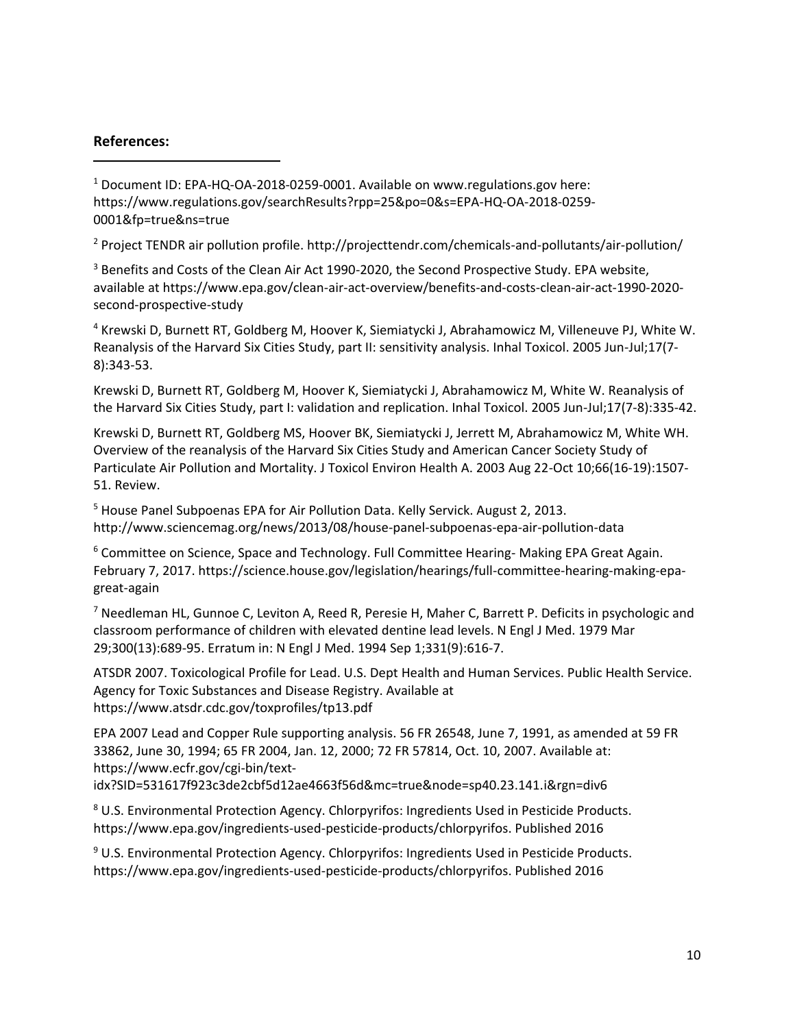**References:**

[1] Document ID: EPA-HQ-OA-2018-0259-0001. Available on www.regulations.gov here: https://www.regulations.gov/searchResults?rpp=25&po=0&s=EPA-HQ-OA-2018-0259-0001&fp=true&ns=true

[2] Project TENDR air pollution profile. http://projecttendr.com/chemicals-and-pollutants/air-pollution/

[3] Benefits and Costs of the Clean Air Act 1990-2020, the Second Prospective Study. EPA website, available at https://www.epa.gov/clean-air-act-overview/benefits-and-costs-clean-air-act-1990-2020-second-prospective-study

[4] Krewski D, Burnett RT, Goldberg M, Hoover K, Siemiatycki J, Abrahamowicz M, Villeneuve PJ, White W. Reanalysis of the Harvard Six Cities Study, part II: sensitivity analysis. Inhal Toxicol. 2005 Jun-Jul;17(7-8):343-53.

Krewski D, Burnett RT, Goldberg M, Hoover K, Siemiatycki J, Abrahamowicz M, White W. Reanalysis of the Harvard Six Cities Study, part I: validation and replication. Inhal Toxicol. 2005 Jun-Jul;17(7-8):335-42.

Krewski D, Burnett RT, Goldberg MS, Hoover BK, Siemiatycki J, Jerrett M, Abrahamowicz M, White WH. Overview of the reanalysis of the Harvard Six Cities Study and American Cancer Society Study of Particulate Air Pollution and Mortality. J Toxicol Environ Health A. 2003 Aug 22-Oct 10;66(16-19):1507-51. Review.

[5] House Panel Subpoenas EPA for Air Pollution Data. Kelly Servick. August 2, 2013. http://www.sciencemag.org/news/2013/08/house-panel-subpoenas-epa-air-pollution-data

[6] Committee on Science, Space and Technology. Full Committee Hearing- Making EPA Great Again. February 7, 2017. https://science.house.gov/legislation/hearings/full-committee-hearing-making-epa-great-again

[7] Needleman HL, Gunnoe C, Leviton A, Reed R, Peresie H, Maher C, Barrett P. Deficits in psychologic and classroom performance of children with elevated dentine lead levels. N Engl J Med. 1979 Mar 29;300(13):689-95. Erratum in: N Engl J Med. 1994 Sep 1;331(9):616-7.

ATSDR 2007. Toxicological Profile for Lead. U.S. Dept Health and Human Services. Public Health Service. Agency for Toxic Substances and Disease Registry. Available at https://www.atsdr.cdc.gov/toxprofiles/tp13.pdf

EPA 2007 Lead and Copper Rule supporting analysis. 56 FR 26548, June 7, 1991, as amended at 59 FR 33862, June 30, 1994; 65 FR 2004, Jan. 12, 2000; 72 FR 57814, Oct. 10, 2007. Available at: https://www.ecfr.gov/cgi-bin/text-idx?SID=531617f923c3de2cbf5d12ae4663f56d&mc=true&node=sp40.23.141.i&rgn=div6

[8] U.S. Environmental Protection Agency. Chlorpyrifos: Ingredients Used in Pesticide Products. https://www.epa.gov/ingredients-used-pesticide-products/chlorpyrifos. Published 2016

[9] U.S. Environmental Protection Agency. Chlorpyrifos: Ingredients Used in Pesticide Products. https://www.epa.gov/ingredients-used-pesticide-products/chlorpyrifos. Published 2016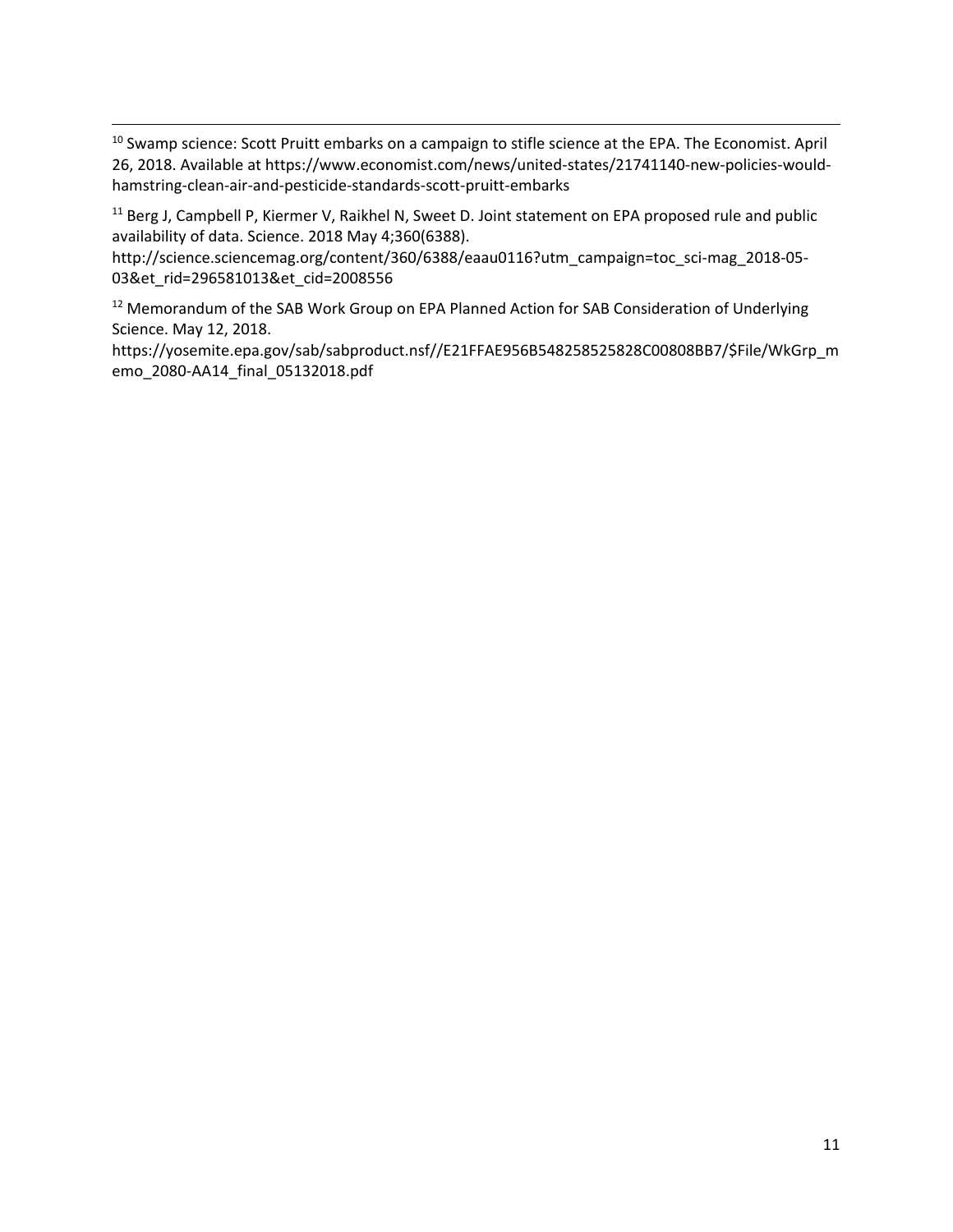[10] Swamp science: Scott Pruitt embarks on a campaign to stifle science at the EPA. The Economist. April 26, 2018. Available at https://www.economist.com/news/united-states/21741140-new-policies-would-hamstring-clean-air-and-pesticide-standards-scott-pruitt-embarks

[11] Berg J, Campbell P, Kiermer V, Raikhel N, Sweet D. Joint statement on EPA proposed rule and public availability of data. Science. 2018 May 4;360(6388). http://science.sciencemag.org/content/360/6388/eaau0116?utm_campaign=toc_sci-mag_2018-05-03&et_rid=296581013&et_cid=2008556

[12] Memorandum of the SAB Work Group on EPA Planned Action for SAB Consideration of Underlying Science. May 12, 2018. https://yosemite.epa.gov/sab/sabproduct.nsf//E21FFAE956B548258525828C00808BB7/$File/WkGrp_memo_2080-AA14_final_05132018.pdf